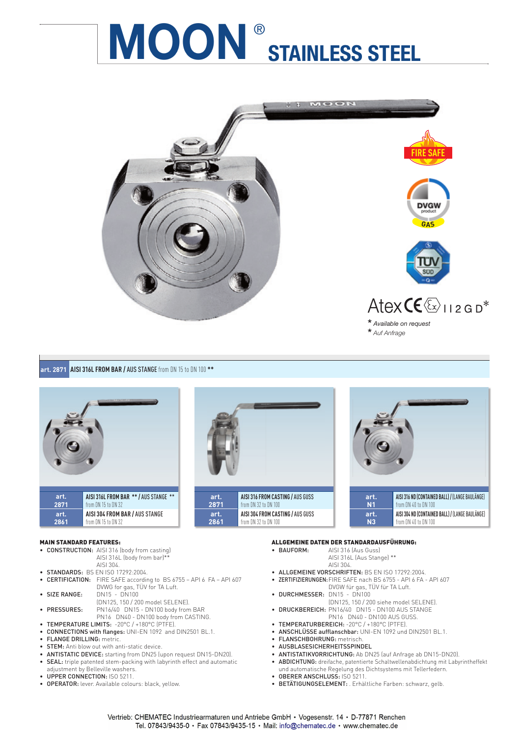# MOON® STAINLESS STEEL

FIRE SAFE

DVGW product GAS

TÜV SÜD

Atex CE Ex II 2 G D*

\* *Available on request*
\* *Auf Anfrage*

**art. 2871** **AISI 316L FROM BAR / AUS STANGE** from DN 15 to DN 100 **

| art. | |
|---|---|
| **art. 2871** | **AISI 316L FROM BAR ** / AUS STANGE **** from DN 15 to DN 32 |
| **art. 2861** | **AISI 304 FROM BAR / AUS STANGE** from DN 15 to DN 32 |

| art. | |
|---|---|
| **art. 2871** | **AISI 316 FROM CASTING / AUS GUSS** from DN 32 to DN 100 |
| **art. 2861** | **AISI 304 FROM CASTING / AUS GUSS** from DN 32 to DN 100 |

| art. | |
|---|---|
| **art. N1** | **AISI 316 ND (CONTAINED BALL) / (LANGE BAULÄNGE)** from DN 40 to DN 100 |
| **art. N3** | **AISI 304 ND (CONTAINED BALL) / (LANGE BAULÄNGE)** from DN 40 to DN 100 |

**MAIN STANDARD FEATURES:**

- **CONSTRUCTION:** AISI 316 (body from casting)
  AISI 316L (body from bar)**
  AISI 304.
- **STANDARDS:** BS EN ISO 17292:2004.
- **CERTIFICATION:** FIRE SAFE according to BS 6755 – API 6 FA – API 607
  DVWG for gas, TÜV for TA Luft.
- **SIZE RANGE:** DN15 - DN100
  (DN125, 150 / 200 model SELENE).
- **PRESSURES:** PN16/40 DN15 - DN100 body from BAR
  PN16 DN40 - DN100 body from CASTING.
- **TEMPERATURE LIMITS:** -20°C / +180°C (PTFE).
- **CONNECTIONS with flanges:** UNI-EN 1092 and DIN2501 BL.1.
- **FLANGE DRILLING:** metric.
- **STEM:** Anti blow out with anti-static device.
- **ANTISTATIC DEVICE:** starting from DN25 (upon request DN15-DN20).
- **SEAL:** triple patented stem-packing with labyrinth effect and automatic adjustment by Belleville washers.
- **UPPER CONNECTION:** ISO 5211.
- **OPERATOR:** lever. Available colours: black, yellow.

**ALLGEMEINE DATEN DER STANDARDAUSFÜHRUNG:**

- **BAUFORM:** AISI 316 (Aus Guss)
  AISI 316L (Aus Stange) **
  AISI 304.
- **ALLGEMEINE VORSCHRIFTEN:** BS EN ISO 17292:2004.
- **ZERTIFIZIERUNGEN:** FIRE SAFE nach BS 6755 - API 6 FA - API 607
  DVGW für gas, TÜV für TA Luft.
- **DURCHMESSER:** DN15 - DN100
  (DN125, 150 / 200 siehe model SELENE).
- **DRUCKBEREICH:** PN16/40 DN15 - DN100 AUS STANGE
  PN16 DN40 - DN100 AUS GUSS.
- **TEMPERATURBEREICH:** -20°C / +180°C (PTFE).
- **ANSCHLÜSSE aufflanschbar:** UNI-EN 1092 und DIN2501 BL.1.
- **FLANSCHBOHRUNG:** metrisch.
- **AUSBLASESICHERHEITSSPINDEL**
- **ANTISTATIKVORRICHTUNG:** Ab DN25 (auf Anfrage ab DN15-DN20).
- **ABDICHTUNG:** dreifache, patentierte Schaltwellenabdichtung mit Labyrintheffekt und automatische Regelung des Dichtsystems mit Tellerfedern.
- **OBERER ANSCHLUSS:** ISO 5211.
- **BETÄTIGUNGSELEMENT:** . Erhältliche Farben: schwarz, gelb.

Vertrieb: CHEMATEC Industriearmaturen und Antriebe GmbH • Vogesenstr. 14 • D-77871 Renchen
Tel. 07843/9435-0 • Fax 07843/9435-15 • Mail: info@chematec.de • www.chematec.de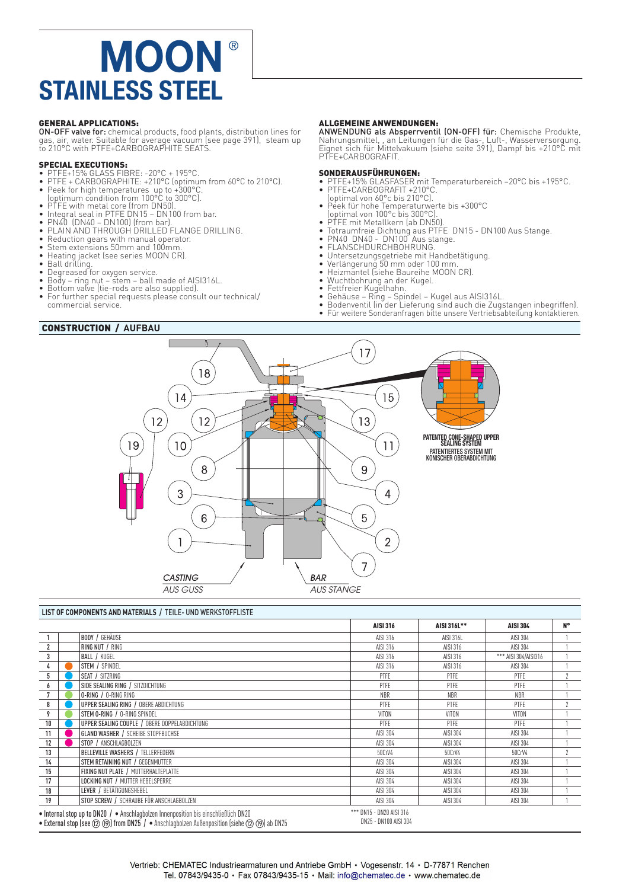# MOON®

## STAINLESS STEEL

### GENERAL APPLICATIONS:

**ON-OFF valve for:** chemical products, food plants, distribution lines for gas, air, water. Suitable for average vacuum (see page 391), steam up to 210°C with PTFE+CARBOGRAPHITE SEATS.

### SPECIAL EXECUTIONS:

- PTFE+15% GLASS FIBRE: -20°C + 195°C.
- PTFE + CARBOGRAPHITE: +210°C (optimum from 60°C to 210°C).
- Peek for high temperatures up to +300°C. (optimum condition from 100°C to 300°C).
- PTFE with metal core (from DN50).
- Integral seal in PTFE DN15 – DN100 from bar.
- PN40 (DN40 – DN100) (from bar).
- PLAIN AND THROUGH DRILLED FLANGE DRILLING.
- Reduction gears with manual operator.
- Stem extensions 50mm and 100mm.
- Heating jacket (see series MOON CR).
- Ball drilling.
- Degreased for oxygen service.
- Body – ring nut – stem – ball made of AISI316L.
- Bottom valve (tie-rods are also supplied).
- For further special requests please consult our technical/ commercial service.

### ALLGEMEINE ANWENDUNGEN:

**ANWENDUNG als Absperrventil (ON-OFF) für:** Chemische Produkte, Nahrungsmittel, , an Leitungen für die Gas-, Luft-, Wasserversorgung. Eignet sich für Mittelvakuum (siehe seite 391), Dampf bis +210°C mit PTFE+CARBOGRAFIT.

### SONDERAUSFÜHRUNGEN:

- PTFE+15% GLASFASER mit Temperaturbereich –20°C bis +195°C.
- PTFE+CARBOGRAFIT +210°C. (optimal von 60°c bis 210°C).
- Peek für hohe Temperaturwerte bis +300°C (optimal von 100°c bis 300°C).
- PTFE mit Metallkern (ab DN50).
- Totraumfreie Dichtung aus PTFE DN15 - DN100 Aus Stange.
- PN40 DN40 - DN100 Aus stange.
- FLANSCHDURCHBOHRUNG.
- Untersetzungsgetriebe mit Handbetätigung.
- Verlängerung 50 mm oder 100 mm.
- Heizmantel (siehe Baureihe MOON CR).
- Wuchtbohrung an der Kugel.
- Fettfreier Kugelhahn.
- Gehäuse – Ring – Spindel – Kugel aus AISI316L.
- Bodenventil (in der Lieferung sind auch die Zugstangen inbegriffen).
- Für weitere Sonderanfragen bitte unsere Vertriebsabteilung kontaktieren.

### CONSTRUCTION / AUFBAU

PATENTED CONE-SHAPED UPPER SEALING SYSTEM
PATENTIERTES SYSTEM MIT KONISCHER OBERABDICHTUNG

*CASTING*
*AUS GUSS*

*BAR*
*AUS STANGE*

### LIST OF COMPONENTS AND MATERIALS / TEILE- UND WERKSTOFFLISTE

| | | | AISI 316 | AISI 316L** | AISI 304 | N° |
|---|---|---|---|---|---|---|
| 1 | | BODY / GEHÄUSE | AISI 316 | AISI 316L | AISI 304 | 1 |
| 2 | | RING NUT / RING | AISI 316 | AISI 316 | AISI 304 | 1 |
| 3 | | BALL / KUGEL | AISI 316 | AISI 316 | *** AISI 304/AISI316 | 1 |
| 4 | ● | STEM / SPINDEL | AISI 316 | AISI 316 | AISI 304 | 1 |
| 5 | ● | SEAT / SITZRING | PTFE | PTFE | PTFE | 2 |
| 6 | ● | SIDE SEALING RING / SITZDICHTUNG | PTFE | PTFE | PTFE | 1 |
| 7 | ● | O-RING / O-RING RING | NBR | NBR | NBR | 1 |
| 8 | ● | UPPER SEALING RING / OBERE ABDICHTUNG | PTFE | PTFE | PTFE | 2 |
| 9 | ● | STEM O-RING / O-RING SPINDEL | VITON | VITON | VITON | 1 |
| 10 | ● | UPPER SEALING COUPLE / OBERE DOPPELABDICHTUNG | PTFE | PTFE | PTFE | 1 |
| 11 | ● | GLAND WASHER / SCHEIBE STOPFBUCHSE | AISI 304 | AISI 304 | AISI 304 | 1 |
| 12 | ● | STOP / ANSCHLAGBOLZEN | AISI 304 | AISI 304 | AISI 304 | 1 |
| 13 | | BELLEVILLE WASHERS / TELLERFEDERN | 50CrV4 | 50CrV4 | 50CrV4 | 2 |
| 14 | | STEM RETAINING NUT / GEGENMUTTER | AISI 304 | AISI 304 | AISI 304 | 1 |
| 15 | | FIXING NUT PLATE / MUTTERHALTEPLATTE | AISI 304 | AISI 304 | AISI 304 | 1 |
| 17 | | LOCKING NUT / MUTTER HEBELSPERRE | AISI 304 | AISI 304 | AISI 304 | 1 |
| 18 | | LEVER / BETÄTIGUNGSHEBEL | AISI 304 | AISI 304 | AISI 304 | 1 |
| 19 | | STOP SCREW / SCHRAUBE FÜR ANSCHLAGBOLZEN | AISI 304 | AISI 304 | AISI 304 | 1 |

- Internal stop up to DN20 / • Anschlagbolzen Innenposition bis einschließlich DN20
- External stop (see ⑫ ⑲) from DN25 / • Anschlagbolzen Außenposition (siehe ⑫ ⑲) ab DN25

*** DN15 - DN20 AISI 316
DN25 - DN100 AISI 304

Vertrieb: CHEMATEC Industriearmaturen und Antriebe GmbH • Vogesenstr. 14 • D-77871 Renchen
Tel. 07843/9435-0 • Fax 07843/9435-15 • Mail: info@chematec.de • www.chematec.de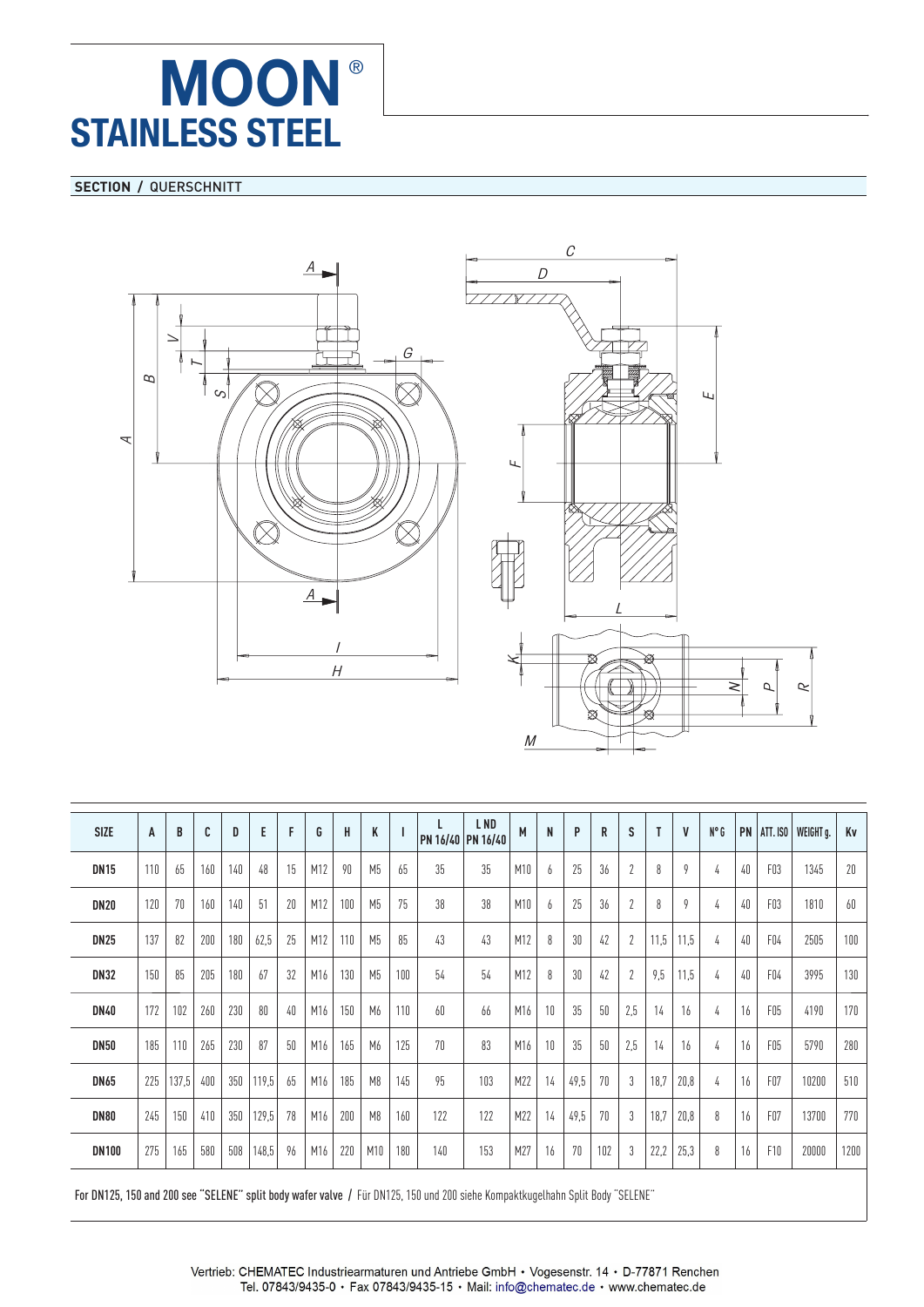# MOON®
## STAINLESS STEEL

**SECTION / QUERSCHNITT**

| SIZE | A | B | C | D | E | F | G | H | K | I | L PN 16/40 | L ND PN 16/40 | M | N | P | R | S | T | V | N° G | PN | ATT. ISO | WEIGHT g. | Kv |
|---|---|---|---|---|---|---|---|---|---|---|---|---|---|---|---|---|---|---|---|---|---|---|---|---|
| **DN15** | 110 | 65 | 160 | 140 | 48 | 15 | M12 | 90 | M5 | 65 | 35 | 35 | M10 | 6 | 25 | 36 | 2 | 8 | 9 | 4 | 40 | F03 | 1345 | 20 |
| **DN20** | 120 | 70 | 160 | 140 | 51 | 20 | M12 | 100 | M5 | 75 | 38 | 38 | M10 | 6 | 25 | 36 | 2 | 8 | 9 | 4 | 40 | F03 | 1810 | 60 |
| **DN25** | 137 | 82 | 200 | 180 | 62,5 | 25 | M12 | 110 | M5 | 85 | 43 | 43 | M12 | 8 | 30 | 42 | 2 | 11,5 | 11,5 | 4 | 40 | F04 | 2505 | 100 |
| **DN32** | 150 | 85 | 205 | 180 | 67 | 32 | M16 | 130 | M5 | 100 | 54 | 54 | M12 | 8 | 30 | 42 | 2 | 9,5 | 11,5 | 4 | 40 | F04 | 3995 | 130 |
| **DN40** | 172 | 102 | 260 | 230 | 80 | 40 | M16 | 150 | M6 | 110 | 60 | 66 | M16 | 10 | 35 | 50 | 2,5 | 14 | 16 | 4 | 16 | F05 | 4190 | 170 |
| **DN50** | 185 | 110 | 265 | 230 | 87 | 50 | M16 | 165 | M6 | 125 | 70 | 83 | M16 | 10 | 35 | 50 | 2,5 | 14 | 16 | 4 | 16 | F05 | 5790 | 280 |
| **DN65** | 225 | 137,5 | 400 | 350 | 119,5 | 65 | M16 | 185 | M8 | 145 | 95 | 103 | M22 | 14 | 49,5 | 70 | 3 | 18,7 | 20,8 | 4 | 16 | F07 | 10200 | 510 |
| **DN80** | 245 | 150 | 410 | 350 | 129,5 | 78 | M16 | 200 | M8 | 160 | 122 | 122 | M22 | 14 | 49,5 | 70 | 3 | 18,7 | 20,8 | 8 | 16 | F07 | 13700 | 770 |
| **DN100** | 275 | 165 | 580 | 508 | 148,5 | 96 | M16 | 220 | M10 | 180 | 140 | 153 | M27 | 16 | 70 | 102 | 3 | 22,2 | 25,3 | 8 | 16 | F10 | 20000 | 1200 |

For DN125, 150 and 200 see "SELENE" split body wafer valve / Für DN125, 150 und 200 siehe Kompaktkugelhahn Split Body "SELENE"

Vertrieb: CHEMATEC Industriearmaturen und Antriebe GmbH • Vogesenstr. 14 • D-77871 Renchen
Tel. 07843/9435-0 • Fax 07843/9435-15 • Mail: info@chematec.de • www.chematec.de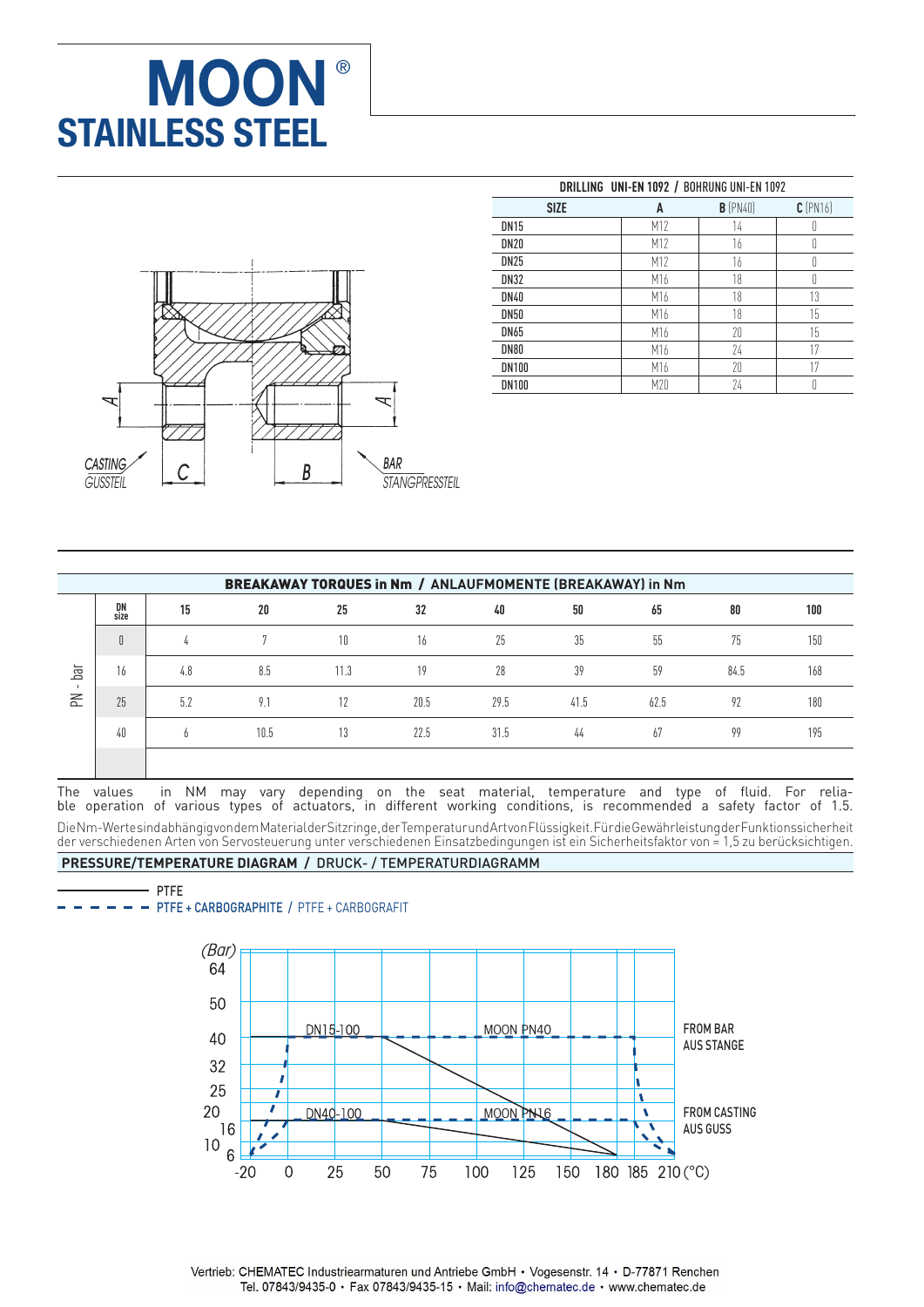# MOON®
## STAINLESS STEEL

CASTING
GUSSTEIL
C
B
A
A
BAR
STANGPRESSTEIL

**DRILLING UNI-EN 1092 / BOHRUNG UNI-EN 1092**

| SIZE | A | B (PN40) | C (PN16) |
|---|---|---|---|
| DN15 | M12 | 14 | 0 |
| DN20 | M12 | 16 | 0 |
| DN25 | M12 | 16 | 0 |
| DN32 | M16 | 18 | 0 |
| DN40 | M16 | 18 | 13 |
| DN50 | M16 | 18 | 15 |
| DN65 | M16 | 20 | 15 |
| DN80 | M16 | 24 | 17 |
| DN100 | M16 | 20 | 17 |
| DN100 | M20 | 24 | 0 |

**BREAKAWAY TORQUES in Nm / ANLAUFMOMENTE (BREAKAWAY) in Nm**

| | DN size | 15 | 20 | 25 | 32 | 40 | 50 | 65 | 80 | 100 |
|---|---|---|---|---|---|---|---|---|---|---|
| PN - bar | 0 | 4 | 7 | 10 | 16 | 25 | 35 | 55 | 75 | 150 |
| | 16 | 4.8 | 8.5 | 11.3 | 19 | 28 | 39 | 59 | 84.5 | 168 |
| | 25 | 5.2 | 9.1 | 12 | 20.5 | 29.5 | 41.5 | 62.5 | 92 | 180 |
| | 40 | 6 | 10.5 | 13 | 22.5 | 31.5 | 44 | 67 | 99 | 195 |

The values in NM may vary depending on the seat material, temperature and type of fluid. For reliable operation of various types of actuators, in different working conditions, is recommended a safety factor of 1.5.

Die Nm-Werte sind abhängig von dem Material der Sitzringe, der Temperatur und Art von Flüssigkeit. Für die Gewährleistung der Funktionssicherheit der verschiedenen Arten von Servosteuerung unter verschiedenen Einsatzbedingungen ist ein Sicherheitsfaktor von = 1,5 zu berücksichtigen.

**PRESSURE/TEMPERATURE DIAGRAM / DRUCK- / TEMPERATURDIAGRAMM**

PTFE
PTFE + CARBOGRAPHITE / PTFE + CARBOGRAFIT

(Bar)
64
50
40
32
25
20
16
10
6
-20 0 25 50 75 100 125 150 180 185 210 (°C)
DN15-100
MOON PN40
DN40-100
MOON PN16
FROM BAR
AUS STANGE
FROM CASTING
AUS GUSS

Vertrieb: CHEMATEC Industriearmaturen und Antriebe GmbH • Vogesenstr. 14 • D-77871 Renchen
Tel. 07843/9435-0 • Fax 07843/9435-15 • Mail: info@chematec.de • www.chematec.de